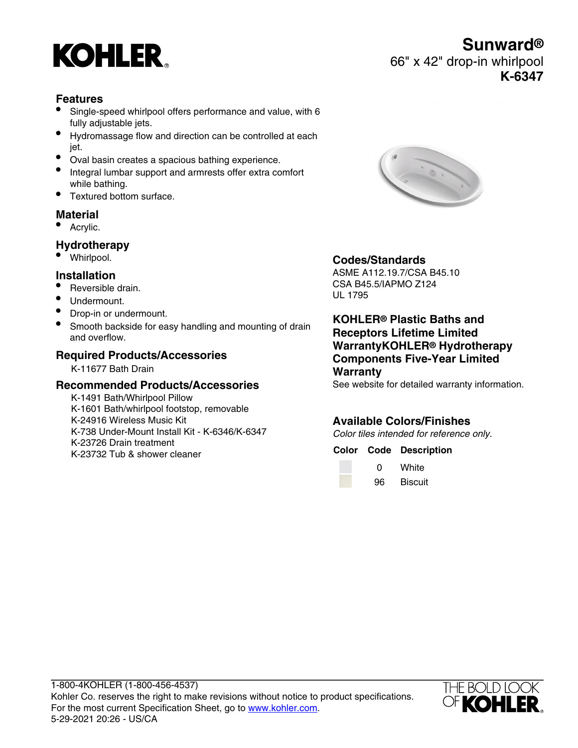# Sunward®

66" x 42" drop-in whirlpool
**K-6347**

## Features

- Single-speed whirlpool offers performance and value, with 6 fully adjustable jets.
- Hydromassage flow and direction can be controlled at each jet.
- Oval basin creates a spacious bathing experience.
- Integral lumbar support and armrests offer extra comfort while bathing.
- Textured bottom surface.

## Material

- Acrylic.

## Hydrotherapy

- Whirlpool.

## Installation

- Reversible drain.
- Undermount.
- Drop-in or undermount.
- Smooth backside for easy handling and mounting of drain and overflow.

## Required Products/Accessories

K-11677 Bath Drain

## Recommended Products/Accessories

K-1491 Bath/Whirlpool Pillow
K-1601 Bath/whirlpool footstop, removable
K-24916 Wireless Music Kit
K-738 Under-Mount Install Kit - K-6346/K-6347
K-23726 Drain treatment
K-23732 Tub & shower cleaner

## Codes/Standards

ASME A112.19.7/CSA B45.10
CSA B45.5/IAPMO Z124
UL 1795

## KOHLER® Plastic Baths and Receptors Lifetime Limited WarrantyKOHLER® Hydrotherapy Components Five-Year Limited Warranty

See website for detailed warranty information.

## Available Colors/Finishes

*Color tiles intended for reference only.*

| Color | Code | Description |
| --- | --- | --- |
| | 0 | White |
| | 96 | Biscuit |

1-800-4KOHLER (1-800-456-4537)
Kohler Co. reserves the right to make revisions without notice to product specifications.
For the most current Specification Sheet, go to www.kohler.com.
5-29-2021 20:26 - US/CA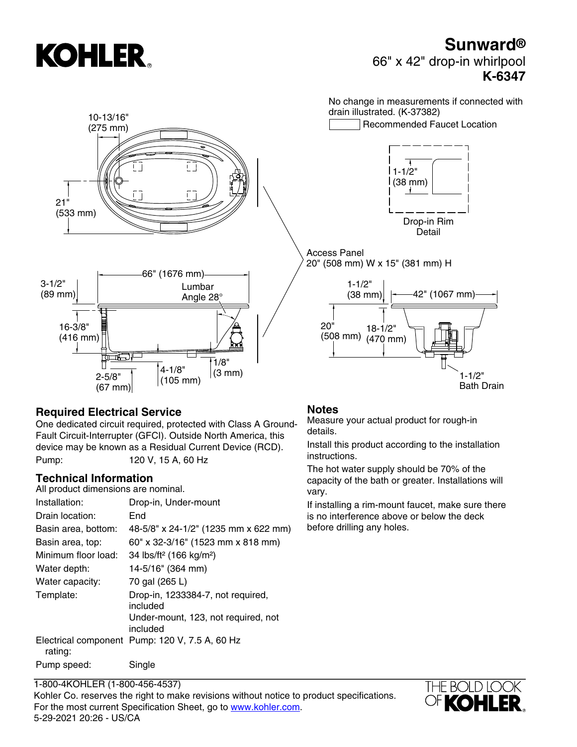# KOHLER

## Sunward®

66" x 42" drop-in whirlpool

**K-6347**

No change in measurements if connected with drain illustrated. (K-37382)

Recommended Faucet Location

10-13/16" (275 mm)

21" (533 mm)

1-1/2" (38 mm)

Drop-in Rim Detail

Access Panel 20" (508 mm) W x 15" (381 mm) H

66" (1676 mm)

3-1/2" (89 mm)

Lumbar Angle 28°

16-3/8" (416 mm)

2-5/8" (67 mm)

4-1/8" (105 mm)

1/8" (3 mm)

1-1/2" (38 mm)

42" (1067 mm)

20" (508 mm)

18-1/2" (470 mm)

1-1/2" Bath Drain

### Required Electrical Service

One dedicated circuit required, protected with Class A Ground-Fault Circuit-Interrupter (GFCI). Outside North America, this device may be known as a Residual Current Device (RCD).

| | |
|---|---|
| Pump: | 120 V, 15 A, 60 Hz |

### Technical Information

All product dimensions are nominal.

| | |
|---|---|
| Installation: | Drop-in, Under-mount |
| Drain location: | End |
| Basin area, bottom: | 48-5/8" x 24-1/2" (1235 mm x 622 mm) |
| Basin area, top: | 60" x 32-3/16" (1523 mm x 818 mm) |
| Minimum floor load: | 34 lbs/ft² (166 kg/m²) |
| Water depth: | 14-5/16" (364 mm) |
| Water capacity: | 70 gal (265 L) |
| Template: | Drop-in, 1233384-7, not required, included<br>Under-mount, 123, not required, not included |
| Electrical component rating: | Pump: 120 V, 7.5 A, 60 Hz |
| Pump speed: | Single |

### Notes

Measure your actual product for rough-in details.

Install this product according to the installation instructions.

The hot water supply should be 70% of the capacity of the bath or greater. Installations will vary.

If installing a rim-mount faucet, make sure there is no interference above or below the deck before drilling any holes.

1-800-4KOHLER (1-800-456-4537)

Kohler Co. reserves the right to make revisions without notice to product specifications.

For the most current Specification Sheet, go to www.kohler.com.

5-29-2021 20:26 - US/CA

THE BOLD LOOK OF KOHLER